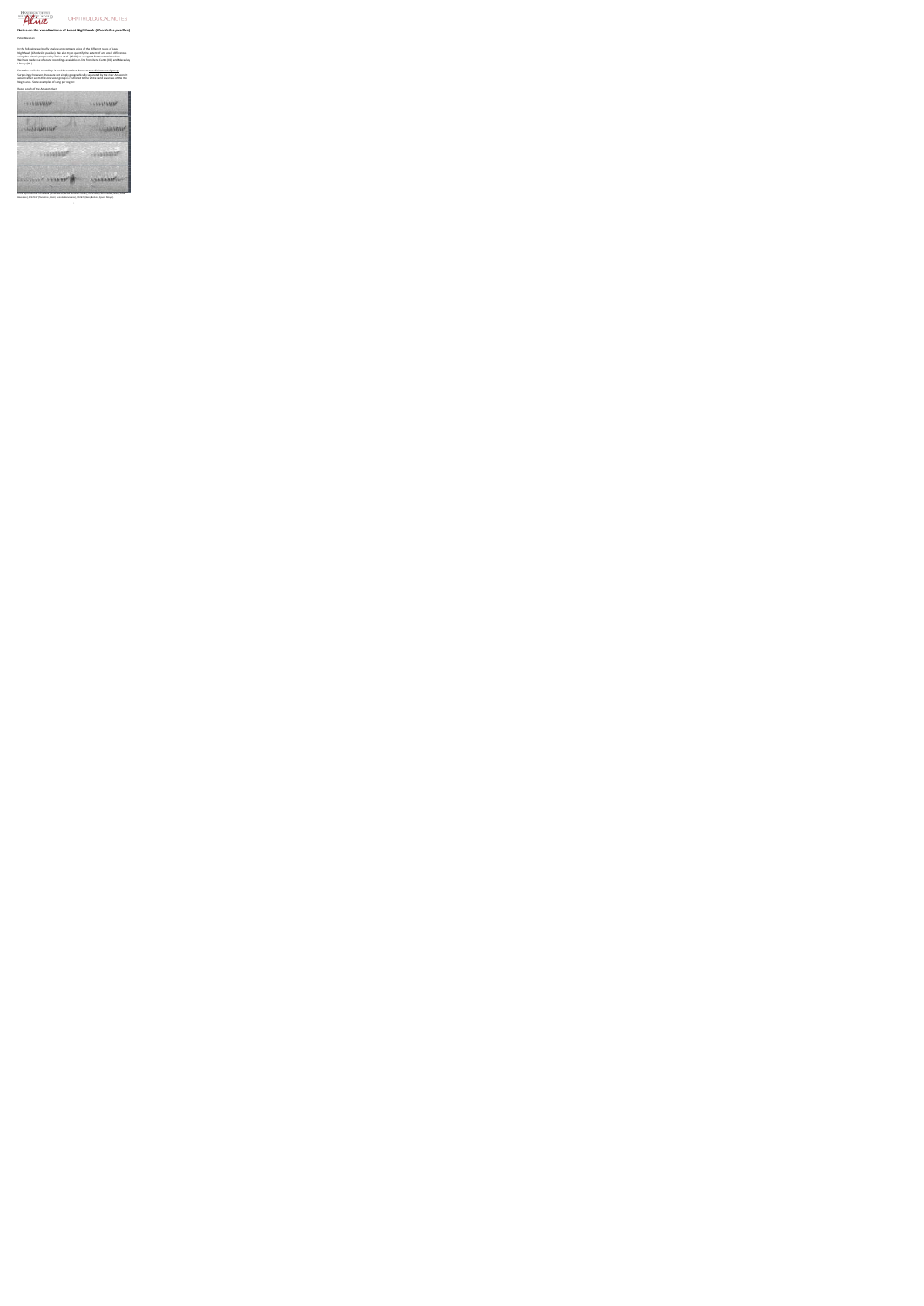# Notes on the vocalizations of Least Nighthawk (*Chordeiles pusillus*)

Peter Boesman

In the following we briefly analyze and compare voice of the different races of Least Nighthawk (*Chordeiles pusillus*). We also try to quantify the extent of any vocal differences using the criteria proposed by Tobias et al. (2010), as a support for taxonomic review. We have made use of sound recordings available on-line from Xeno-Canto (XC) and Macaulay Library (ML).

From the available recordings it would seem that there are two distinct song groups. Surprisingly however, these are not simply geographically separated by the river Amazon. It would rather seem that one vocal group is restricted to the white-sand savannas of the Rio Negro area. Some examples of song per region:

Races south of the Amazon river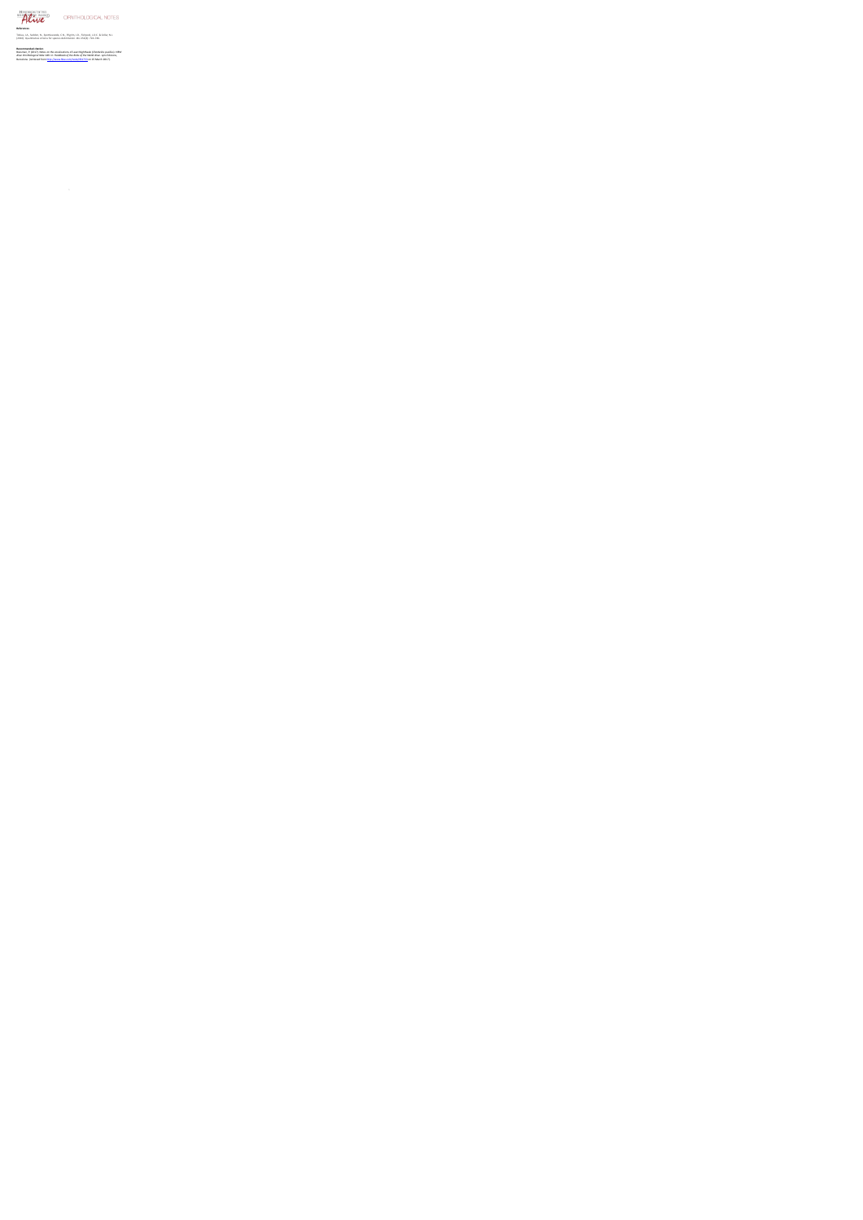**References**

Thomas, J.A., Neilsen, G., Dombrowski, C.N., Pfiginn, L.K., Holyoak, J.O.K. & Miller, N.J. (1993). Nocturnal vocal activity of selected nightjars. *Ibis* 101: 138-149.

**Recommended citation**

Boesman, P. (2017). Notes on the vocalizations of Least Nighthawk (*Chordeiles pusillus*). HBW Alive Ornithological Note 185. In: *Handbook of the Birds of the World Alive*. Lynx Edicions, Barcelona. (retrieved from http://www.hbw.com/node/ on 25 March 2017).